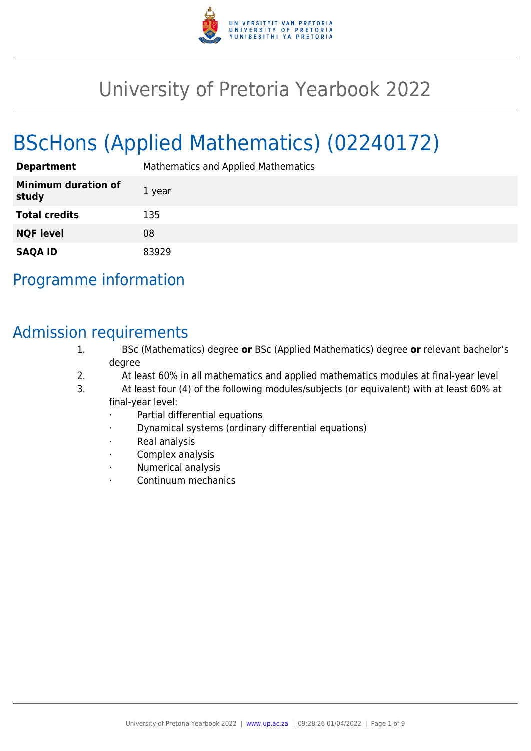# University of Pretoria Yearbook 2022

# BScHons (Applied Mathematics) (02240172)

| | |
|---|---|
| **Department** | Mathematics and Applied Mathematics |
| **Minimum duration of study** | 1 year |
| **Total credits** | 135 |
| **NQF level** | 08 |
| **SAQA ID** | 83929 |

## Programme information

## Admission requirements

1. BSc (Mathematics) degree **or** BSc (Applied Mathematics) degree **or** relevant bachelor's degree
2. At least 60% in all mathematics and applied mathematics modules at final-year level
3. At least four (4) of the following modules/subjects (or equivalent) with at least 60% at final-year level:
   - Partial differential equations
   - Dynamical systems (ordinary differential equations)
   - Real analysis
   - Complex analysis
   - Numerical analysis
   - Continuum mechanics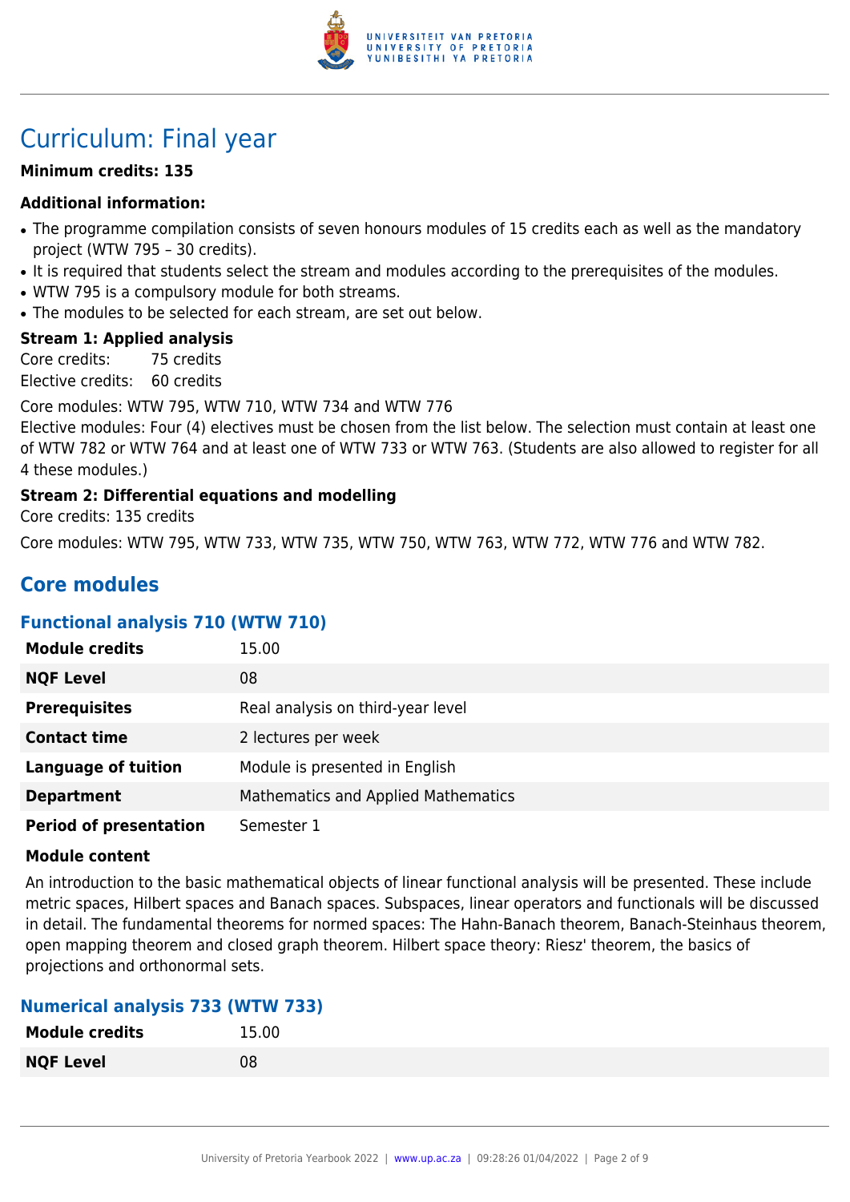# Curriculum: Final year

**Minimum credits: 135**

**Additional information:**

- The programme compilation consists of seven honours modules of 15 credits each as well as the mandatory project (WTW 795 – 30 credits).
- It is required that students select the stream and modules according to the prerequisites of the modules.
- WTW 795 is a compulsory module for both streams.
- The modules to be selected for each stream, are set out below.

**Stream 1: Applied analysis**

Core credits: 75 credits
Elective credits: 60 credits

Core modules: WTW 795, WTW 710, WTW 734 and WTW 776
Elective modules: Four (4) electives must be chosen from the list below. The selection must contain at least one of WTW 782 or WTW 764 and at least one of WTW 733 or WTW 763. (Students are also allowed to register for all 4 these modules.)

**Stream 2: Differential equations and modelling**

Core credits: 135 credits

Core modules: WTW 795, WTW 733, WTW 735, WTW 750, WTW 763, WTW 772, WTW 776 and WTW 782.

## Core modules

### Functional analysis 710 (WTW 710)

| | |
|---|---|
| **Module credits** | 15.00 |
| **NQF Level** | 08 |
| **Prerequisites** | Real analysis on third-year level |
| **Contact time** | 2 lectures per week |
| **Language of tuition** | Module is presented in English |
| **Department** | Mathematics and Applied Mathematics |
| **Period of presentation** | Semester 1 |

**Module content**

An introduction to the basic mathematical objects of linear functional analysis will be presented. These include metric spaces, Hilbert spaces and Banach spaces. Subspaces, linear operators and functionals will be discussed in detail. The fundamental theorems for normed spaces: The Hahn-Banach theorem, Banach-Steinhaus theorem, open mapping theorem and closed graph theorem. Hilbert space theory: Riesz' theorem, the basics of projections and orthonormal sets.

### Numerical analysis 733 (WTW 733)

| | |
|---|---|
| **Module credits** | 15.00 |
| **NQF Level** | 08 |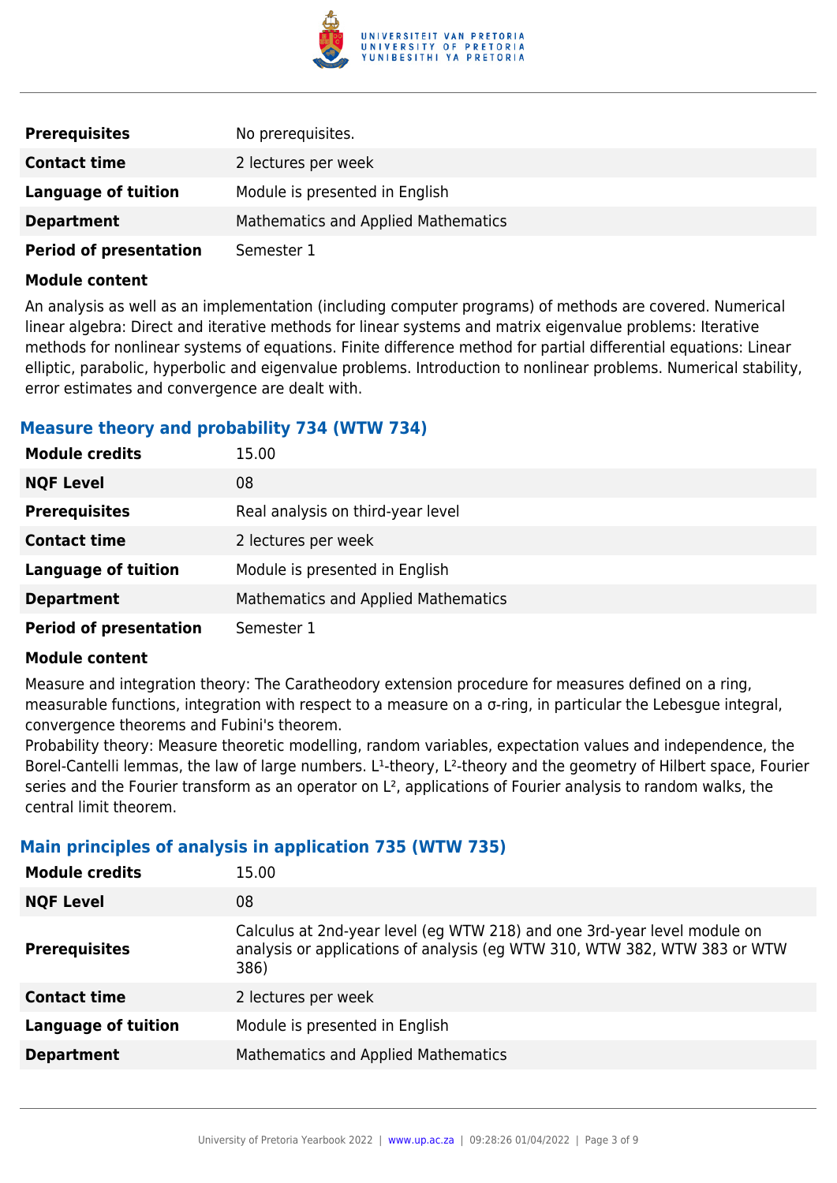| | |
|---|---|
| **Prerequisites** | No prerequisites. |
| **Contact time** | 2 lectures per week |
| **Language of tuition** | Module is presented in English |
| **Department** | Mathematics and Applied Mathematics |
| **Period of presentation** | Semester 1 |

**Module content**

An analysis as well as an implementation (including computer programs) of methods are covered. Numerical linear algebra: Direct and iterative methods for linear systems and matrix eigenvalue problems: Iterative methods for nonlinear systems of equations. Finite difference method for partial differential equations: Linear elliptic, parabolic, hyperbolic and eigenvalue problems. Introduction to nonlinear problems. Numerical stability, error estimates and convergence are dealt with.

### Measure theory and probability 734 (WTW 734)

| | |
|---|---|
| **Module credits** | 15.00 |
| **NQF Level** | 08 |
| **Prerequisites** | Real analysis on third-year level |
| **Contact time** | 2 lectures per week |
| **Language of tuition** | Module is presented in English |
| **Department** | Mathematics and Applied Mathematics |
| **Period of presentation** | Semester 1 |

**Module content**

Measure and integration theory: The Caratheodory extension procedure for measures defined on a ring, measurable functions, integration with respect to a measure on a σ-ring, in particular the Lebesgue integral, convergence theorems and Fubini's theorem.
Probability theory: Measure theoretic modelling, random variables, expectation values and independence, the Borel-Cantelli lemmas, the law of large numbers. $L^1$-theory, $L^2$-theory and the geometry of Hilbert space, Fourier series and the Fourier transform as an operator on $L^2$, applications of Fourier analysis to random walks, the central limit theorem.

### Main principles of analysis in application 735 (WTW 735)

| | |
|---|---|
| **Module credits** | 15.00 |
| **NQF Level** | 08 |
| **Prerequisites** | Calculus at 2nd-year level (eg WTW 218) and one 3rd-year level module on analysis or applications of analysis (eg WTW 310, WTW 382, WTW 383 or WTW 386) |
| **Contact time** | 2 lectures per week |
| **Language of tuition** | Module is presented in English |
| **Department** | Mathematics and Applied Mathematics |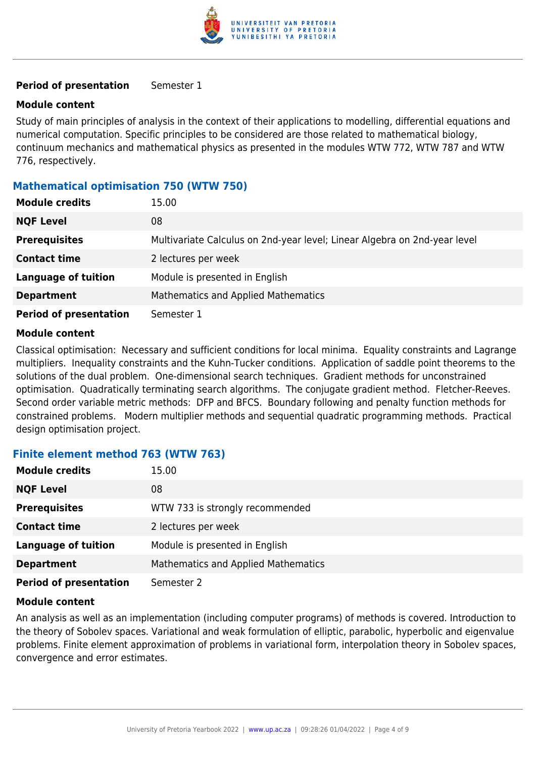| | |
|---|---|
| **Period of presentation** | Semester 1 |

**Module content**

Study of main principles of analysis in the context of their applications to modelling, differential equations and numerical computation. Specific principles to be considered are those related to mathematical biology, continuum mechanics and mathematical physics as presented in the modules WTW 772, WTW 787 and WTW 776, respectively.

### Mathematical optimisation 750 (WTW 750)

| | |
|---|---|
| **Module credits** | 15.00 |
| **NQF Level** | 08 |
| **Prerequisites** | Multivariate Calculus on 2nd-year level; Linear Algebra on 2nd-year level |
| **Contact time** | 2 lectures per week |
| **Language of tuition** | Module is presented in English |
| **Department** | Mathematics and Applied Mathematics |
| **Period of presentation** | Semester 1 |

**Module content**

Classical optimisation: Necessary and sufficient conditions for local minima. Equality constraints and Lagrange multipliers. Inequality constraints and the Kuhn-Tucker conditions. Application of saddle point theorems to the solutions of the dual problem. One-dimensional search techniques. Gradient methods for unconstrained optimisation. Quadratically terminating search algorithms. The conjugate gradient method. Fletcher-Reeves. Second order variable metric methods: DFP and BFCS. Boundary following and penalty function methods for constrained problems. Modern multiplier methods and sequential quadratic programming methods. Practical design optimisation project.

### Finite element method 763 (WTW 763)

| | |
|---|---|
| **Module credits** | 15.00 |
| **NQF Level** | 08 |
| **Prerequisites** | WTW 733 is strongly recommended |
| **Contact time** | 2 lectures per week |
| **Language of tuition** | Module is presented in English |
| **Department** | Mathematics and Applied Mathematics |
| **Period of presentation** | Semester 2 |

**Module content**

An analysis as well as an implementation (including computer programs) of methods is covered. Introduction to the theory of Sobolev spaces. Variational and weak formulation of elliptic, parabolic, hyperbolic and eigenvalue problems. Finite element approximation of problems in variational form, interpolation theory in Sobolev spaces, convergence and error estimates.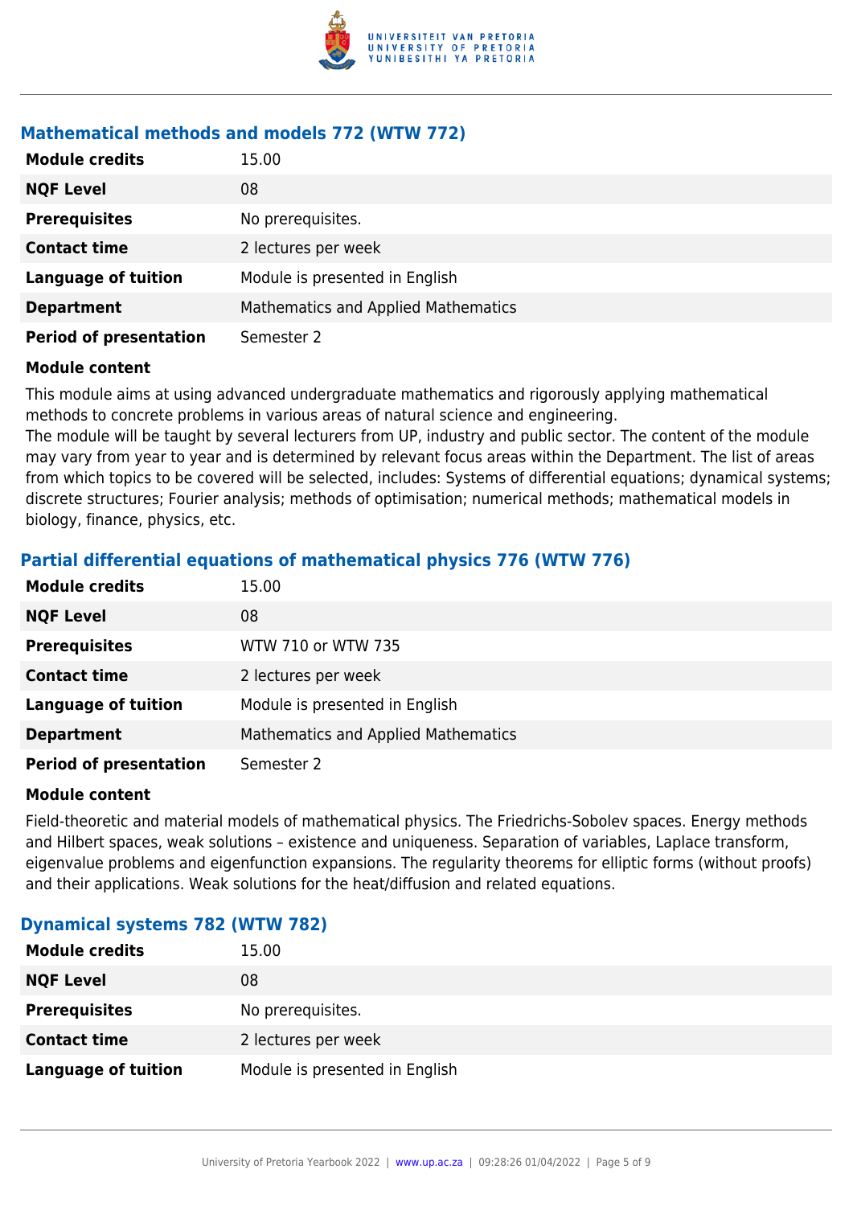### Mathematical methods and models 772 (WTW 772)

| | |
|---|---|
| **Module credits** | 15.00 |
| **NQF Level** | 08 |
| **Prerequisites** | No prerequisites. |
| **Contact time** | 2 lectures per week |
| **Language of tuition** | Module is presented in English |
| **Department** | Mathematics and Applied Mathematics |
| **Period of presentation** | Semester 2 |

**Module content**

This module aims at using advanced undergraduate mathematics and rigorously applying mathematical methods to concrete problems in various areas of natural science and engineering.
The module will be taught by several lecturers from UP, industry and public sector. The content of the module may vary from year to year and is determined by relevant focus areas within the Department. The list of areas from which topics to be covered will be selected, includes: Systems of differential equations; dynamical systems; discrete structures; Fourier analysis; methods of optimisation; numerical methods; mathematical models in biology, finance, physics, etc.

### Partial differential equations of mathematical physics 776 (WTW 776)

| | |
|---|---|
| **Module credits** | 15.00 |
| **NQF Level** | 08 |
| **Prerequisites** | WTW 710 or WTW 735 |
| **Contact time** | 2 lectures per week |
| **Language of tuition** | Module is presented in English |
| **Department** | Mathematics and Applied Mathematics |
| **Period of presentation** | Semester 2 |

**Module content**

Field-theoretic and material models of mathematical physics. The Friedrichs-Sobolev spaces. Energy methods and Hilbert spaces, weak solutions – existence and uniqueness. Separation of variables, Laplace transform, eigenvalue problems and eigenfunction expansions. The regularity theorems for elliptic forms (without proofs) and their applications. Weak solutions for the heat/diffusion and related equations.

### Dynamical systems 782 (WTW 782)

| | |
|---|---|
| **Module credits** | 15.00 |
| **NQF Level** | 08 |
| **Prerequisites** | No prerequisites. |
| **Contact time** | 2 lectures per week |
| **Language of tuition** | Module is presented in English |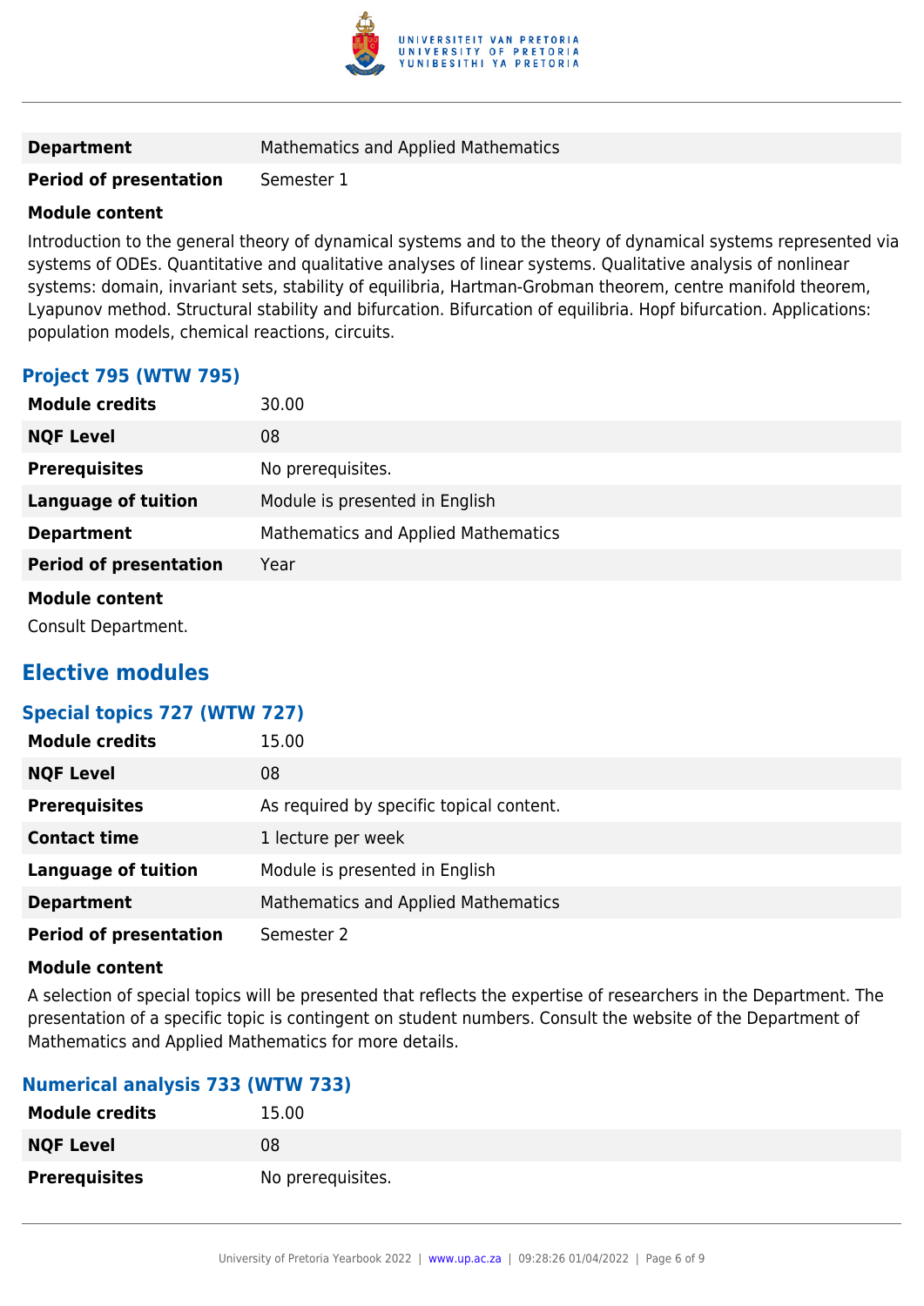| | |
|---|---|
| **Department** | Mathematics and Applied Mathematics |
| **Period of presentation** | Semester 1 |

**Module content**

Introduction to the general theory of dynamical systems and to the theory of dynamical systems represented via systems of ODEs. Quantitative and qualitative analyses of linear systems. Qualitative analysis of nonlinear systems: domain, invariant sets, stability of equilibria, Hartman-Grobman theorem, centre manifold theorem, Lyapunov method. Structural stability and bifurcation. Bifurcation of equilibria. Hopf bifurcation. Applications: population models, chemical reactions, circuits.

### Project 795 (WTW 795)

| | |
|---|---|
| **Module credits** | 30.00 |
| **NQF Level** | 08 |
| **Prerequisites** | No prerequisites. |
| **Language of tuition** | Module is presented in English |
| **Department** | Mathematics and Applied Mathematics |
| **Period of presentation** | Year |

**Module content**

Consult Department.

## Elective modules

### Special topics 727 (WTW 727)

| | |
|---|---|
| **Module credits** | 15.00 |
| **NQF Level** | 08 |
| **Prerequisites** | As required by specific topical content. |
| **Contact time** | 1 lecture per week |
| **Language of tuition** | Module is presented in English |
| **Department** | Mathematics and Applied Mathematics |
| **Period of presentation** | Semester 2 |

**Module content**

A selection of special topics will be presented that reflects the expertise of researchers in the Department. The presentation of a specific topic is contingent on student numbers. Consult the website of the Department of Mathematics and Applied Mathematics for more details.

### Numerical analysis 733 (WTW 733)

| | |
|---|---|
| **Module credits** | 15.00 |
| **NQF Level** | 08 |
| **Prerequisites** | No prerequisites. |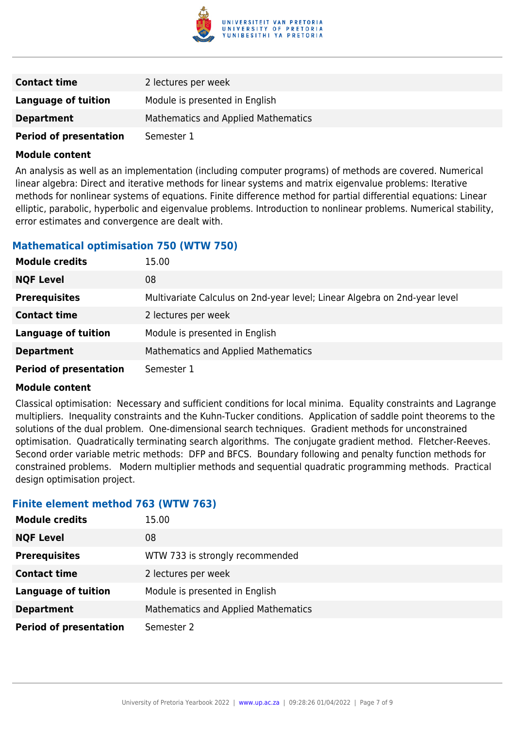| | |
|---|---|
| **Contact time** | 2 lectures per week |
| **Language of tuition** | Module is presented in English |
| **Department** | Mathematics and Applied Mathematics |
| **Period of presentation** | Semester 1 |

**Module content**

An analysis as well as an implementation (including computer programs) of methods are covered. Numerical linear algebra: Direct and iterative methods for linear systems and matrix eigenvalue problems: Iterative methods for nonlinear systems of equations. Finite difference method for partial differential equations: Linear elliptic, parabolic, hyperbolic and eigenvalue problems. Introduction to nonlinear problems. Numerical stability, error estimates and convergence are dealt with.

### Mathematical optimisation 750 (WTW 750)

| | |
|---|---|
| **Module credits** | 15.00 |
| **NQF Level** | 08 |
| **Prerequisites** | Multivariate Calculus on 2nd-year level; Linear Algebra on 2nd-year level |
| **Contact time** | 2 lectures per week |
| **Language of tuition** | Module is presented in English |
| **Department** | Mathematics and Applied Mathematics |
| **Period of presentation** | Semester 1 |

**Module content**

Classical optimisation: Necessary and sufficient conditions for local minima. Equality constraints and Lagrange multipliers. Inequality constraints and the Kuhn-Tucker conditions. Application of saddle point theorems to the solutions of the dual problem. One-dimensional search techniques. Gradient methods for unconstrained optimisation. Quadratically terminating search algorithms. The conjugate gradient method. Fletcher-Reeves. Second order variable metric methods: DFP and BFCS. Boundary following and penalty function methods for constrained problems. Modern multiplier methods and sequential quadratic programming methods. Practical design optimisation project.

### Finite element method 763 (WTW 763)

| | |
|---|---|
| **Module credits** | 15.00 |
| **NQF Level** | 08 |
| **Prerequisites** | WTW 733 is strongly recommended |
| **Contact time** | 2 lectures per week |
| **Language of tuition** | Module is presented in English |
| **Department** | Mathematics and Applied Mathematics |
| **Period of presentation** | Semester 2 |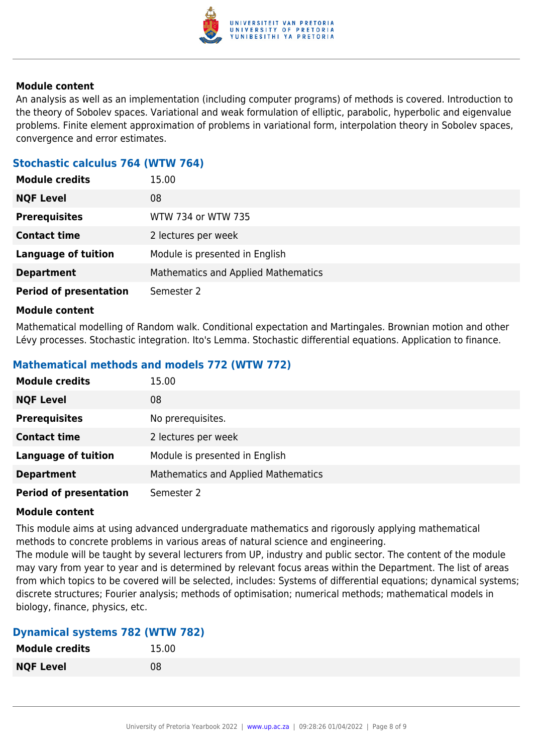#### Module content

An analysis as well as an implementation (including computer programs) of methods is covered. Introduction to the theory of Sobolev spaces. Variational and weak formulation of elliptic, parabolic, hyperbolic and eigenvalue problems. Finite element approximation of problems in variational form, interpolation theory in Sobolev spaces, convergence and error estimates.

### Stochastic calculus 764 (WTW 764)

| | |
|---|---|
| **Module credits** | 15.00 |
| **NQF Level** | 08 |
| **Prerequisites** | WTW 734 or WTW 735 |
| **Contact time** | 2 lectures per week |
| **Language of tuition** | Module is presented in English |
| **Department** | Mathematics and Applied Mathematics |
| **Period of presentation** | Semester 2 |

#### Module content

Mathematical modelling of Random walk. Conditional expectation and Martingales. Brownian motion and other Lévy processes. Stochastic integration. Ito's Lemma. Stochastic differential equations. Application to finance.

### Mathematical methods and models 772 (WTW 772)

| | |
|---|---|
| **Module credits** | 15.00 |
| **NQF Level** | 08 |
| **Prerequisites** | No prerequisites. |
| **Contact time** | 2 lectures per week |
| **Language of tuition** | Module is presented in English |
| **Department** | Mathematics and Applied Mathematics |
| **Period of presentation** | Semester 2 |

#### Module content

This module aims at using advanced undergraduate mathematics and rigorously applying mathematical methods to concrete problems in various areas of natural science and engineering.
The module will be taught by several lecturers from UP, industry and public sector. The content of the module may vary from year to year and is determined by relevant focus areas within the Department. The list of areas from which topics to be covered will be selected, includes: Systems of differential equations; dynamical systems; discrete structures; Fourier analysis; methods of optimisation; numerical methods; mathematical models in biology, finance, physics, etc.

### Dynamical systems 782 (WTW 782)

| | |
|---|---|
| **Module credits** | 15.00 |
| **NQF Level** | 08 |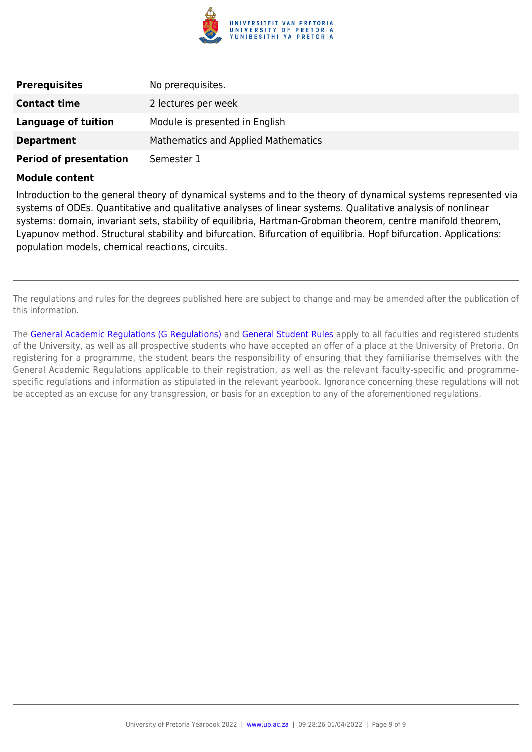| | |
|---|---|
| **Prerequisites** | No prerequisites. |
| **Contact time** | 2 lectures per week |
| **Language of tuition** | Module is presented in English |
| **Department** | Mathematics and Applied Mathematics |
| **Period of presentation** | Semester 1 |

**Module content**

Introduction to the general theory of dynamical systems and to the theory of dynamical systems represented via systems of ODEs. Quantitative and qualitative analyses of linear systems. Qualitative analysis of nonlinear systems: domain, invariant sets, stability of equilibria, Hartman-Grobman theorem, centre manifold theorem, Lyapunov method. Structural stability and bifurcation. Bifurcation of equilibria. Hopf bifurcation. Applications: population models, chemical reactions, circuits.

---

The regulations and rules for the degrees published here are subject to change and may be amended after the publication of this information.

The General Academic Regulations (G Regulations) and General Student Rules apply to all faculties and registered students of the University, as well as all prospective students who have accepted an offer of a place at the University of Pretoria. On registering for a programme, the student bears the responsibility of ensuring that they familiarise themselves with the General Academic Regulations applicable to their registration, as well as the relevant faculty-specific and programme-specific regulations and information as stipulated in the relevant yearbook. Ignorance concerning these regulations will not be accepted as an excuse for any transgression, or basis for an exception to any of the aforementioned regulations.